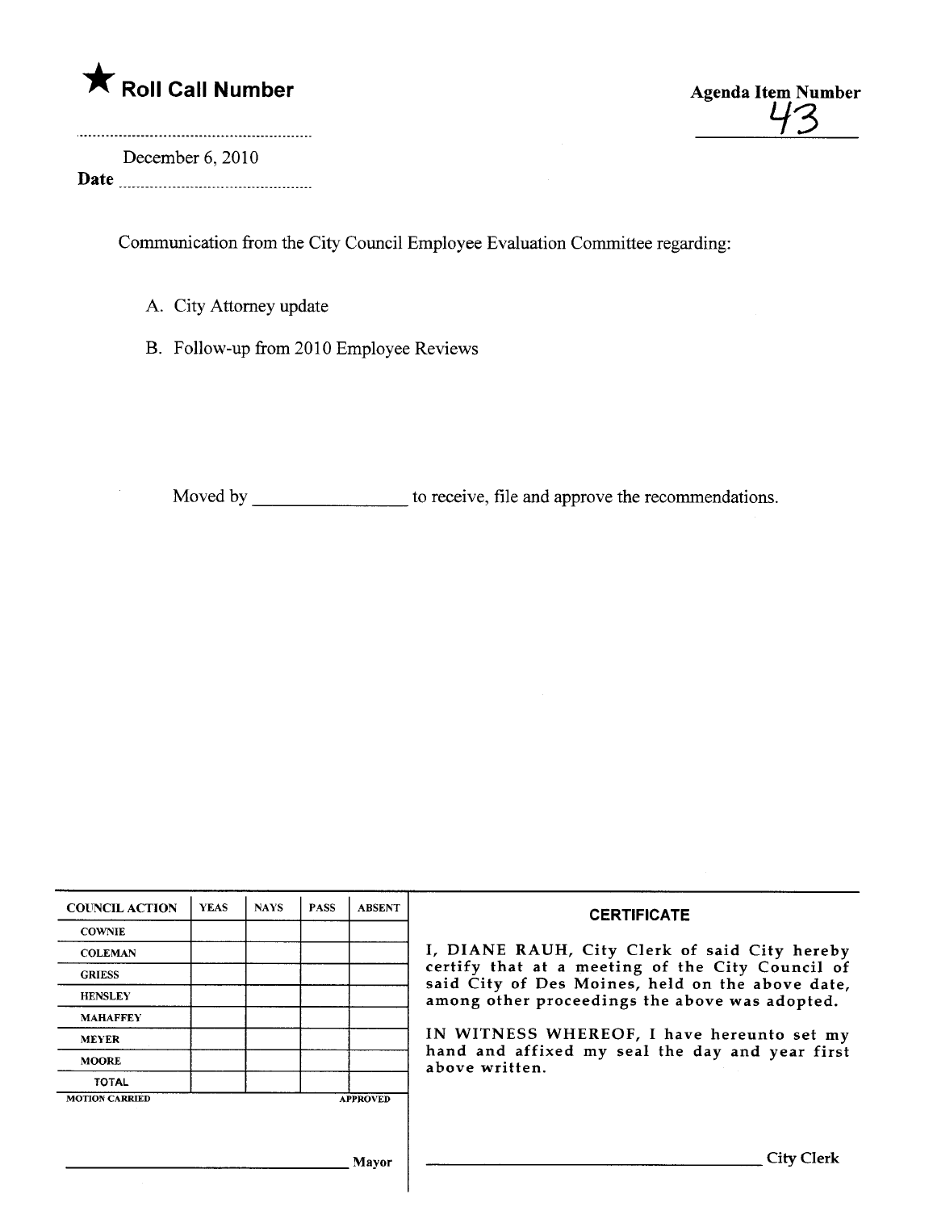★ **Roll Call Number**

**Agenda Item Number**
43

December 6, 2010
**Date** ..................................

Communication from the City Council Employee Evaluation Committee regarding:

A. City Attorney update

B. Follow-up from 2010 Employee Reviews

Moved by ________________ to receive, file and approve the recommendations.

| COUNCIL ACTION | YEAS | NAYS | PASS | ABSENT |
| --- | --- | --- | --- | --- |
| COWNIE | | | | |
| COLEMAN | | | | |
| GRIESS | | | | |
| HENSLEY | | | | |
| MAHAFFEY | | | | |
| MEYER | | | | |
| MOORE | | | | |
| TOTAL | | | | |
| MOTION CARRIED | | | | APPROVED |

________________________________ Mayor

**CERTIFICATE**

I, DIANE RAUH, City Clerk of said City hereby certify that at a meeting of the City Council of said City of Des Moines, held on the above date, among other proceedings the above was adopted.

IN WITNESS WHEREOF, I have hereunto set my hand and affixed my seal the day and year first above written.

________________________________ City Clerk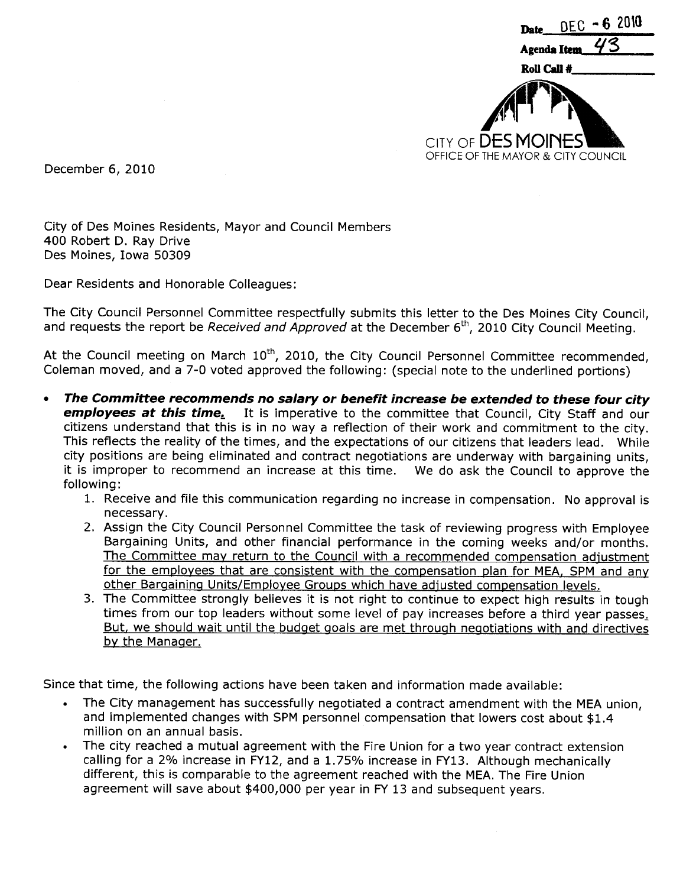Date DEC - 6 2010

Agenda Item 43

Roll Call #\_\_\_\_\_\_\_\_\_\_

CITY OF DES MOINES
OFFICE OF THE MAYOR & CITY COUNCIL

December 6, 2010

City of Des Moines Residents, Mayor and Council Members
400 Robert D. Ray Drive
Des Moines, Iowa 50309

Dear Residents and Honorable Colleagues:

The City Council Personnel Committee respectfully submits this letter to the Des Moines City Council, and requests the report be *Received and Approved* at the December 6th, 2010 City Council Meeting.

At the Council meeting on March 10th, 2010, the City Council Personnel Committee recommended, Coleman moved, and a 7-0 voted approved the following: (special note to the underlined portions)

- ***The Committee recommends no salary or benefit increase be extended to these four city employees at this time.*** It is imperative to the committee that Council, City Staff and our citizens understand that this is in no way a reflection of their work and commitment to the city. This reflects the reality of the times, and the expectations of our citizens that leaders lead. While city positions are being eliminated and contract negotiations are underway with bargaining units, it is improper to recommend an increase at this time. We do ask the Council to approve the following:
    1. Receive and file this communication regarding no increase in compensation. No approval is necessary.
    2. Assign the City Council Personnel Committee the task of reviewing progress with Employee Bargaining Units, and other financial performance in the coming weeks and/or months. <u>The Committee may return to the Council with a recommended compensation adjustment for the employees that are consistent with the compensation plan for MEA, SPM and any other Bargaining Units/Employee Groups which have adjusted compensation levels.</u>
    3. The Committee strongly believes it is not right to continue to expect high results in tough times from our top leaders without some level of pay increases before a third year passes. <u>But, we should wait until the budget goals are met through negotiations with and directives by the Manager.</u>

Since that time, the following actions have been taken and information made available:

- The City management has successfully negotiated a contract amendment with the MEA union, and implemented changes with SPM personnel compensation that lowers cost about $1.4 million on an annual basis.
- The city reached a mutual agreement with the Fire Union for a two year contract extension calling for a 2% increase in FY12, and a 1.75% increase in FY13. Although mechanically different, this is comparable to the agreement reached with the MEA. The Fire Union agreement will save about $400,000 per year in FY 13 and subsequent years.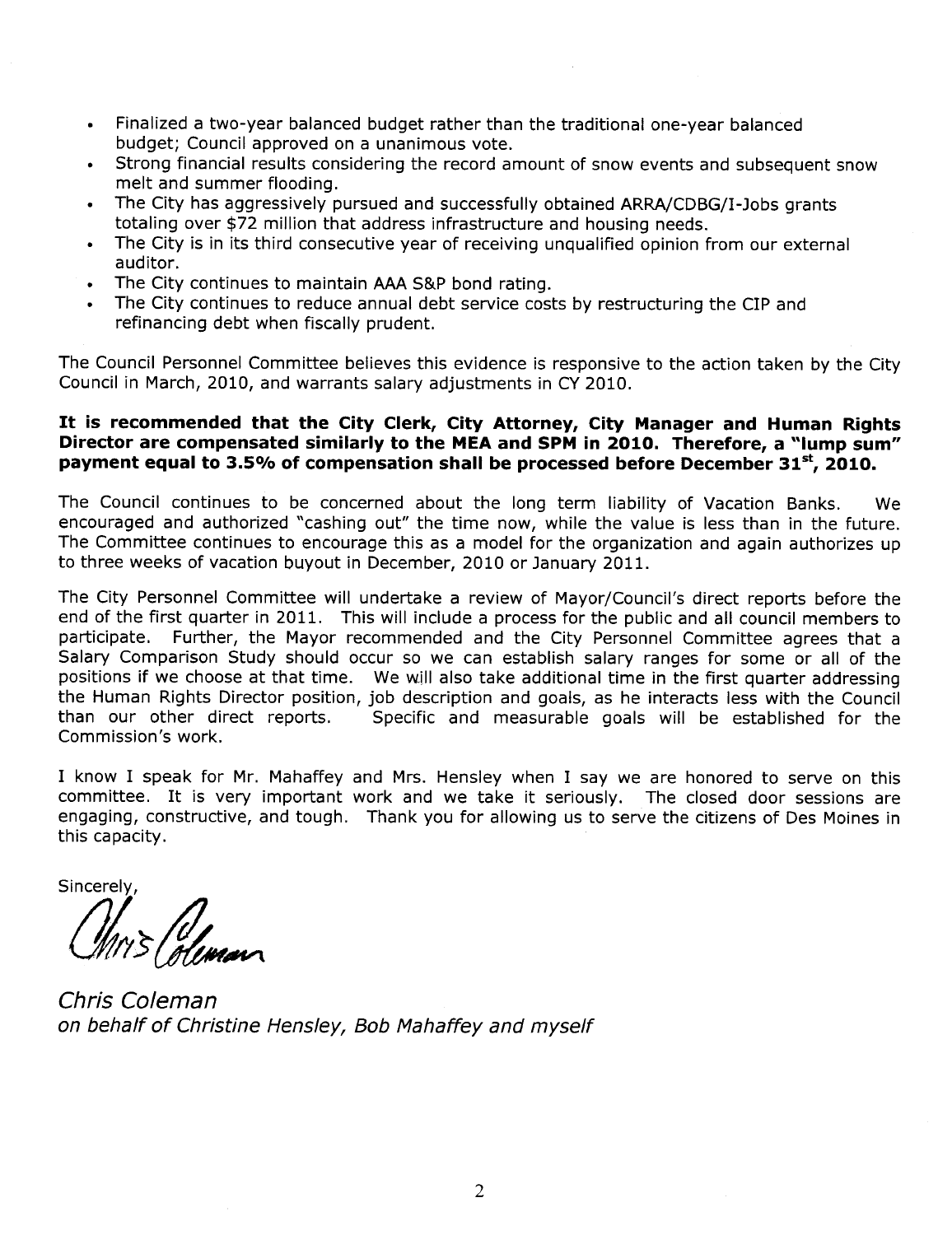- Finalized a two-year balanced budget rather than the traditional one-year balanced budget; Council approved on a unanimous vote.
- Strong financial results considering the record amount of snow events and subsequent snow melt and summer flooding.
- The City has aggressively pursued and successfully obtained ARRA/CDBG/I-Jobs grants totaling over $72 million that address infrastructure and housing needs.
- The City is in its third consecutive year of receiving unqualified opinion from our external auditor.
- The City continues to maintain AAA S&P bond rating.
- The City continues to reduce annual debt service costs by restructuring the CIP and refinancing debt when fiscally prudent.

The Council Personnel Committee believes this evidence is responsive to the action taken by the City Council in March, 2010, and warrants salary adjustments in CY 2010.

**It is recommended that the City Clerk, City Attorney, City Manager and Human Rights Director are compensated similarly to the MEA and SPM in 2010. Therefore, a "lump sum" payment equal to 3.5% of compensation shall be processed before December 31st, 2010.**

The Council continues to be concerned about the long term liability of Vacation Banks. We encouraged and authorized "cashing out" the time now, while the value is less than in the future. The Committee continues to encourage this as a model for the organization and again authorizes up to three weeks of vacation buyout in December, 2010 or January 2011.

The City Personnel Committee will undertake a review of Mayor/Council's direct reports before the end of the first quarter in 2011. This will include a process for the public and all council members to participate. Further, the Mayor recommended and the City Personnel Committee agrees that a Salary Comparison Study should occur so we can establish salary ranges for some or all of the positions if we choose at that time. We will also take additional time in the first quarter addressing the Human Rights Director position, job description and goals, as he interacts less with the Council than our other direct reports. Specific and measurable goals will be established for the Commission's work.

I know I speak for Mr. Mahaffey and Mrs. Hensley when I say we are honored to serve on this committee. It is very important work and we take it seriously. The closed door sessions are engaging, constructive, and tough. Thank you for allowing us to serve the citizens of Des Moines in this capacity.

Sincerely,

*Chris Coleman*
*on behalf of Christine Hensley, Bob Mahaffey and myself*